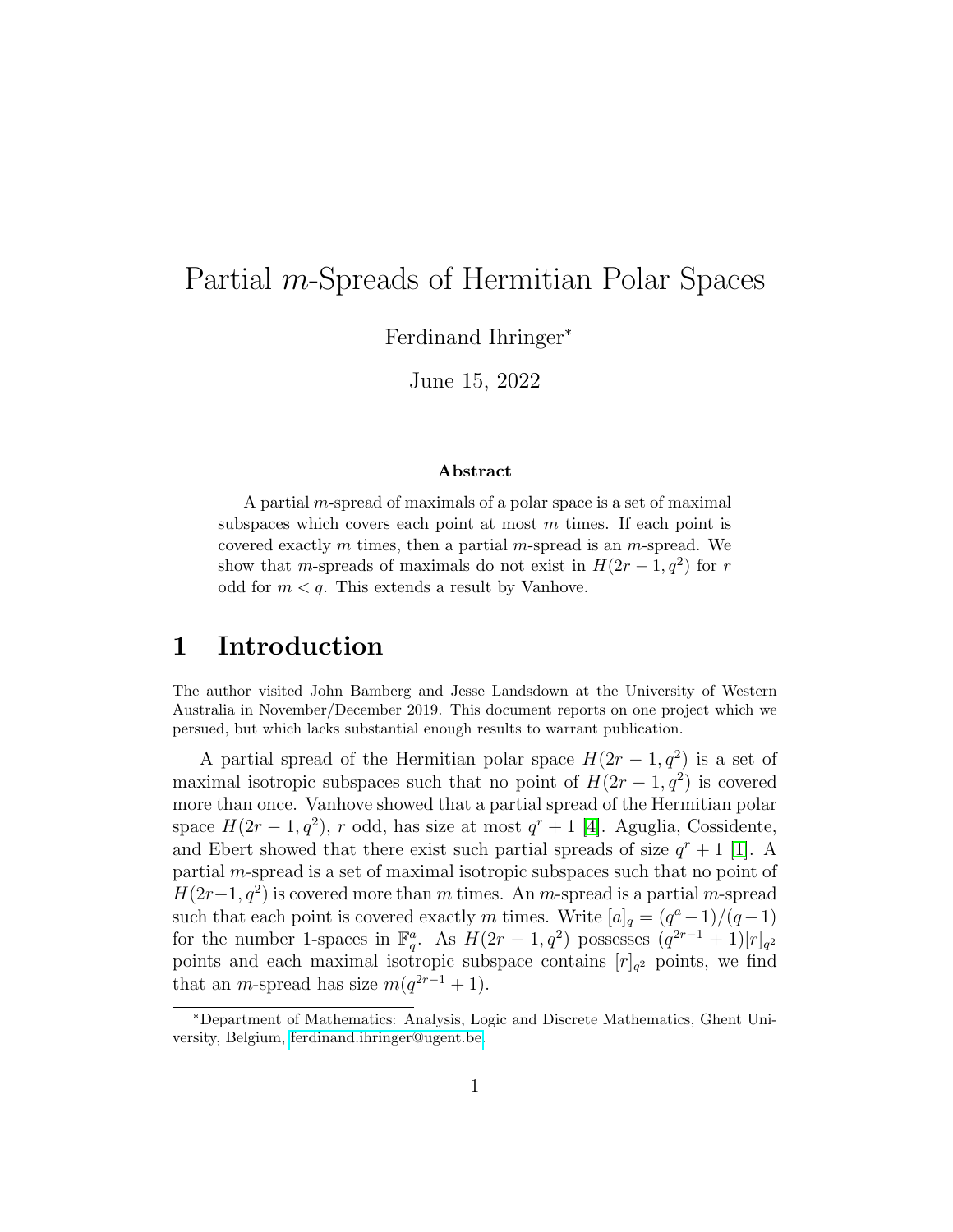# Partial $m$-Spreads of Hermitian Polar Spaces

Ferdinand Ihringer*

June 15, 2022

**Abstract**

A partial $m$-spread of maximals of a polar space is a set of maximal subspaces which covers each point at most $m$ times. If each point is covered exactly $m$ times, then a partial $m$-spread is an $m$-spread. We show that $m$-spreads of maximals do not exist in $H(2r-1, q^2)$ for $r$ odd for $m < q$. This extends a result by Vanhove.

## 1 Introduction

The author visited John Bamberg and Jesse Landsdown at the University of Western Australia in November/December 2019. This document reports on one project which we persued, but which lacks substantial enough results to warrant publication.

A partial spread of the Hermitian polar space $H(2r-1, q^2)$ is a set of maximal isotropic subspaces such that no point of $H(2r-1, q^2)$ is covered more than once. Vanhove showed that a partial spread of the Hermitian polar space $H(2r-1, q^2)$, $r$ odd, has size at most $q^r + 1$ [4]. Aguglia, Cossidente, and Ebert showed that there exist such partial spreads of size $q^r + 1$ [1]. A partial $m$-spread is a set of maximal isotropic subspaces such that no point of $H(2r-1, q^2)$ is covered more than $m$ times. An $m$-spread is a partial $m$-spread such that each point is covered exactly $m$ times. Write $[a]_q = (q^a - 1)/(q-1)$ for the number 1-spaces in $\mathbb{F}_q^a$. As $H(2r-1, q^2)$ possesses $(q^{2r-1}+1)[r]_{q^2}$ points and each maximal isotropic subspace contains $[r]_{q^2}$ points, we find that an $m$-spread has size $m(q^{2r-1}+1)$.

*Department of Mathematics: Analysis, Logic and Discrete Mathematics, Ghent University, Belgium, ferdinand.ihringer@ugent.be.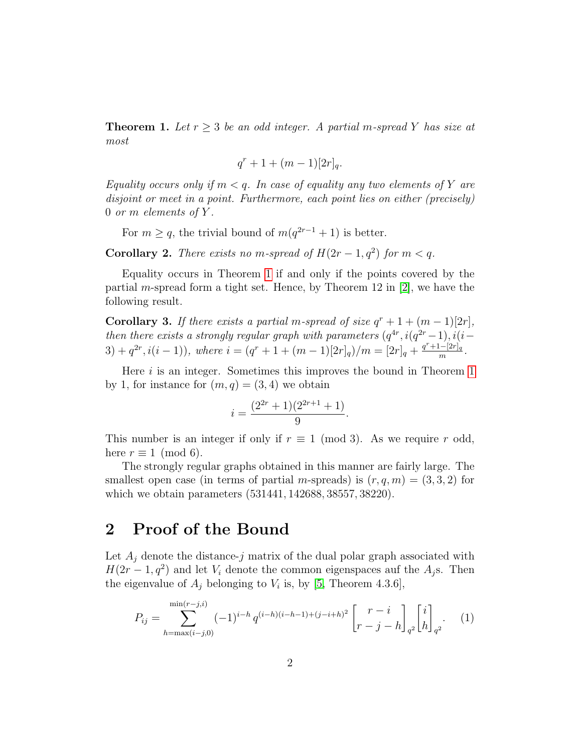**Theorem 1.** *Let $r \geq 3$ be an odd integer. A partial $m$-spread $Y$ has size at most*

$$q^r + 1 + (m-1)[2r]_q.$$

*Equality occurs only if $m < q$. In case of equality any two elements of $Y$ are disjoint or meet in a point. Furthermore, each point lies on either (precisely) $0$ or $m$ elements of $Y$.*

For $m \geq q$, the trivial bound of $m(q^{2r-1}+1)$ is better.

**Corollary 2.** *There exists no $m$-spread of $H(2r-1, q^2)$ for $m < q$.*

Equality occurs in Theorem 1 if and only if the points covered by the partial $m$-spread form a tight set. Hence, by Theorem 12 in [2], we have the following result.

**Corollary 3.** *If there exists a partial $m$-spread of size $q^r + 1 + (m-1)[2r]$, then there exists a strongly regular graph with parameters $(q^{4r}, i(q^{2r}-1), i(i-3)+q^{2r}, i(i-1))$, where $i = (q^r + 1 + (m-1)[2r]_q)/m = [2r]_q + \frac{q^r+1-[2r]_q}{m}$.*

Here $i$ is an integer. Sometimes this improves the bound in Theorem 1 by 1, for instance for $(m, q) = (3, 4)$ we obtain

$$i = \frac{(2^{2r}+1)(2^{2r+1}+1)}{9}.$$

This number is an integer if only if $r \equiv 1 \pmod 3$. As we require $r$ odd, here $r \equiv 1 \pmod 6$.

The strongly regular graphs obtained in this manner are fairly large. The smallest open case (in terms of partial $m$-spreads) is $(r, q, m) = (3, 3, 2)$ for which we obtain parameters $(531441, 142688, 38557, 38220)$.

## 2 Proof of the Bound

Let $A_j$ denote the distance-$j$ matrix of the dual polar graph associated with $H(2r-1, q^2)$ and let $V_i$ denote the common eigenspaces auf the $A_j$s. Then the eigenvalue of $A_j$ belonging to $V_i$ is, by [5, Theorem 4.3.6],

$$P_{ij} = \sum_{h=\max(i-j,0)}^{\min(r-j,i)} (-1)^{i-h} q^{(i-h)(i-h-1)+(j-i+h)^2} \begin{bmatrix} r-i \\ r-j-h \end{bmatrix}_{q^2} \begin{bmatrix} i \\ h \end{bmatrix}_{q^2}. \quad (1)$$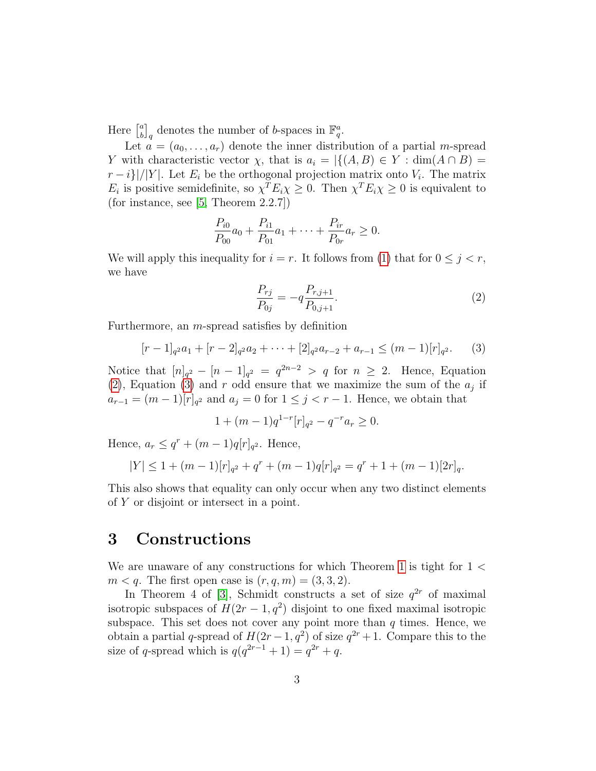Here $\begin{bmatrix} a \\ b \end{bmatrix}_q$ denotes the number of $b$-spaces in $\mathbb{F}_q^a$.

Let $a = (a_0, \dots, a_r)$ denote the inner distribution of a partial $m$-spread $Y$ with characteristic vector $\chi$, that is $a_i = |\{(A, B) \in Y : \dim(A \cap B) = r - i\}|/|Y|$. Let $E_i$ be the orthogonal projection matrix onto $V_i$. The matrix $E_i$ is positive semidefinite, so $\chi^T E_i \chi \geq 0$. Then $\chi^T E_i \chi \geq 0$ is equivalent to (for instance, see [5, Theorem 2.2.7])

$$\frac{P_{i0}}{P_{00}} a_0 + \frac{P_{i1}}{P_{01}} a_1 + \dots + \frac{P_{ir}}{P_{0r}} a_r \geq 0.$$

We will apply this inequality for $i = r$. It follows from (1) that for $0 \leq j < r$, we have

$$\frac{P_{rj}}{P_{0j}} = -q \frac{P_{r,j+1}}{P_{0,j+1}}. \tag{2}$$

Furthermore, an $m$-spread satisfies by definition

$$[r-1]_{q^2} a_1 + [r-2]_{q^2} a_2 + \dots + [2]_{q^2} a_{r-2} + a_{r-1} \leq (m-1)[r]_{q^2}. \tag{3}$$

Notice that $[n]_{q^2} - [n-1]_{q^2} = q^{2n-2} > q$ for $n \geq 2$. Hence, Equation (2), Equation (3) and $r$ odd ensure that we maximize the sum of the $a_j$ if $a_{r-1} = (m-1)[r]_{q^2}$ and $a_j = 0$ for $1 \leq j < r-1$. Hence, we obtain that

$$1 + (m-1) q^{1-r} [r]_{q^2} - q^{-r} a_r \geq 0.$$

Hence, $a_r \leq q^r + (m-1) q [r]_{q^2}$. Hence,

$$|Y| \leq 1 + (m-1)[r]_{q^2} + q^r + (m-1) q [r]_{q^2} = q^r + 1 + (m-1)[2r]_q.$$

This also shows that equality can only occur when any two distinct elements of $Y$ or disjoint or intersect in a point.

# 3 Constructions

We are unaware of any constructions for which Theorem 1 is tight for $1 < m < q$. The first open case is $(r, q, m) = (3, 3, 2)$.

In Theorem 4 of [3], Schmidt constructs a set of size $q^{2r}$ of maximal isotropic subspaces of $H(2r-1, q^2)$ disjoint to one fixed maximal isotropic subspace. This set does not cover any point more than $q$ times. Hence, we obtain a partial $q$-spread of $H(2r-1, q^2)$ of size $q^{2r} + 1$. Compare this to the size of $q$-spread which is $q(q^{2r-1} + 1) = q^{2r} + q$.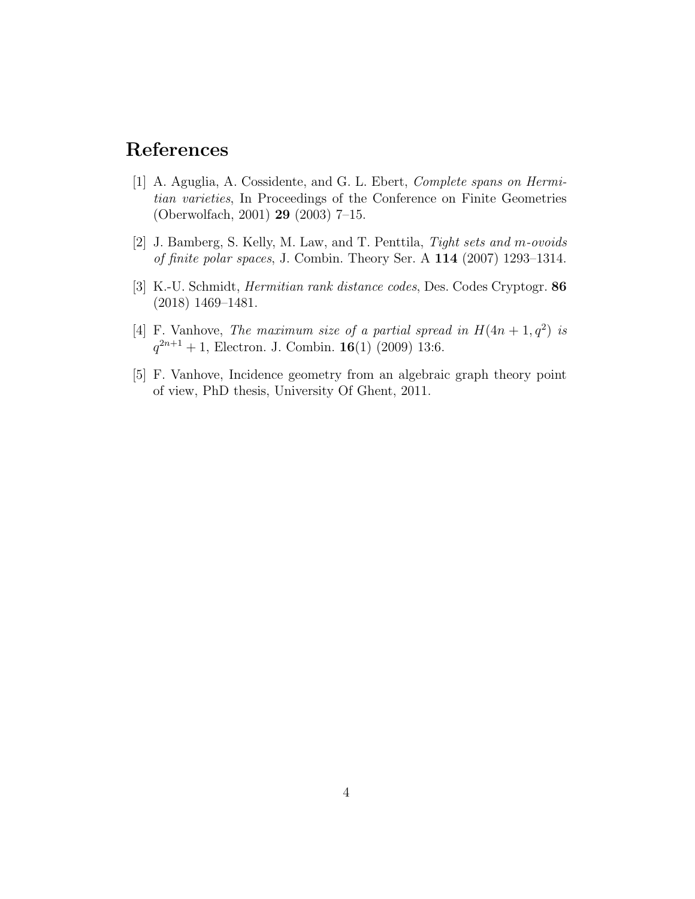# References

[1] A. Aguglia, A. Cossidente, and G. L. Ebert, *Complete spans on Hermitian varieties*, In Proceedings of the Conference on Finite Geometries (Oberwolfach, 2001) **29** (2003) 7–15.

[2] J. Bamberg, S. Kelly, M. Law, and T. Penttila, *Tight sets and $m$-ovoids of finite polar spaces*, J. Combin. Theory Ser. A **114** (2007) 1293–1314.

[3] K.-U. Schmidt, *Hermitian rank distance codes*, Des. Codes Cryptogr. **86** (2018) 1469–1481.

[4] F. Vanhove, *The maximum size of a partial spread in $H(4n+1, q^2)$ is $q^{2n+1}+1$*, Electron. J. Combin. **16**(1) (2009) 13:6.

[5] F. Vanhove, Incidence geometry from an algebraic graph theory point of view, PhD thesis, University Of Ghent, 2011.